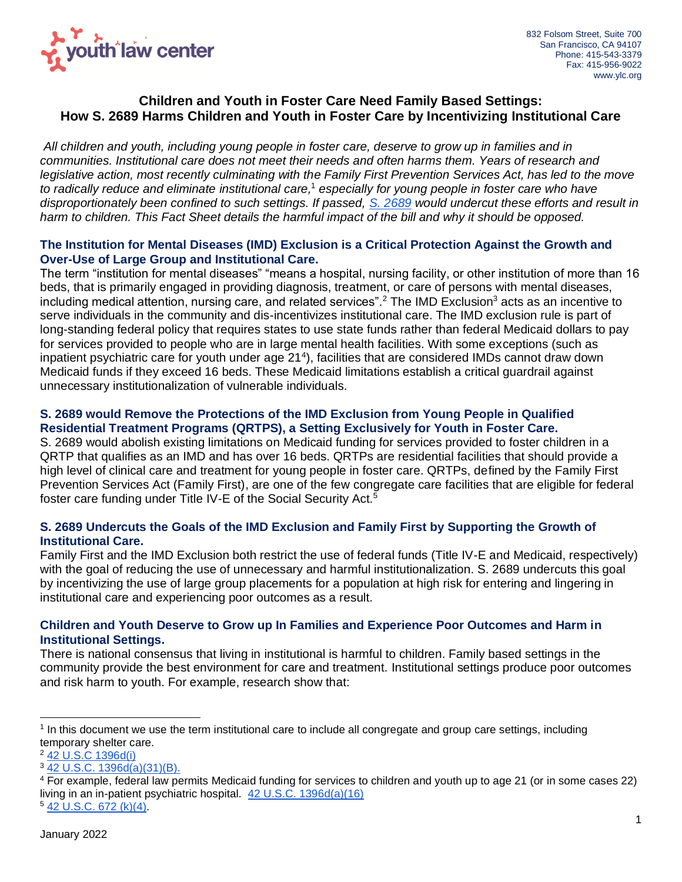youth law center

832 Folsom Street, Suite 700
San Francisco, CA 94107
Phone: 415-543-3379
Fax: 415-956-9022
www.ylc.org

# Children and Youth in Foster Care Need Family Based Settings: How S. 2689 Harms Children and Youth in Foster Care by Incentivizing Institutional Care

*All children and youth, including young people in foster care, deserve to grow up in families and in communities. Institutional care does not meet their needs and often harms them. Years of research and legislative action, most recently culminating with the Family First Prevention Services Act, has led to the move to radically reduce and eliminate institutional care,*[1] *especially for young people in foster care who have disproportionately been confined to such settings. If passed, [S. 2689](#) would undercut these efforts and result in harm to children. This Fact Sheet details the harmful impact of the bill and why it should be opposed.*

## The Institution for Mental Diseases (IMD) Exclusion is a Critical Protection Against the Growth and Over-Use of Large Group and Institutional Care.

The term "institution for mental diseases" "means a hospital, nursing facility, or other institution of more than 16 beds, that is primarily engaged in providing diagnosis, treatment, or care of persons with mental diseases, including medical attention, nursing care, and related services".[2] The IMD Exclusion[3] acts as an incentive to serve individuals in the community and dis-incentivizes institutional care. The IMD exclusion rule is part of long-standing federal policy that requires states to use state funds rather than federal Medicaid dollars to pay for services provided to people who are in large mental health facilities. With some exceptions (such as inpatient psychiatric care for youth under age 21[4]), facilities that are considered IMDs cannot draw down Medicaid funds if they exceed 16 beds. These Medicaid limitations establish a critical guardrail against unnecessary institutionalization of vulnerable individuals.

## S. 2689 would Remove the Protections of the IMD Exclusion from Young People in Qualified Residential Treatment Programs (QRTPS), a Setting Exclusively for Youth in Foster Care.

S. 2689 would abolish existing limitations on Medicaid funding for services provided to foster children in a QRTP that qualifies as an IMD and has over 16 beds. QRTPs are residential facilities that should provide a high level of clinical care and treatment for young people in foster care. QRTPs, defined by the Family First Prevention Services Act (Family First), are one of the few congregate care facilities that are eligible for federal foster care funding under Title IV-E of the Social Security Act.[5]

## S. 2689 Undercuts the Goals of the IMD Exclusion and Family First by Supporting the Growth of Institutional Care.

Family First and the IMD Exclusion both restrict the use of federal funds (Title IV-E and Medicaid, respectively) with the goal of reducing the use of unnecessary and harmful institutionalization. S. 2689 undercuts this goal by incentivizing the use of large group placements for a population at high risk for entering and lingering in institutional care and experiencing poor outcomes as a result.

## Children and Youth Deserve to Grow up In Families and Experience Poor Outcomes and Harm in Institutional Settings.

There is national consensus that living in institutional is harmful to children. Family based settings in the community provide the best environment for care and treatment. Institutional settings produce poor outcomes and risk harm to youth. For example, research show that:

---

[1] In this document we use the term institutional care to include all congregate and group care settings, including temporary shelter care.

[2] 42 U.S.C 1396d(i)

[3] 42 U.S.C. 1396d(a)(31)(B).

[4] For example, federal law permits Medicaid funding for services to children and youth up to age 21 (or in some cases 22) living in an in-patient psychiatric hospital. 42 U.S.C. 1396d(a)(16)

[5] 42 U.S.C. 672 (k)(4).

January 2022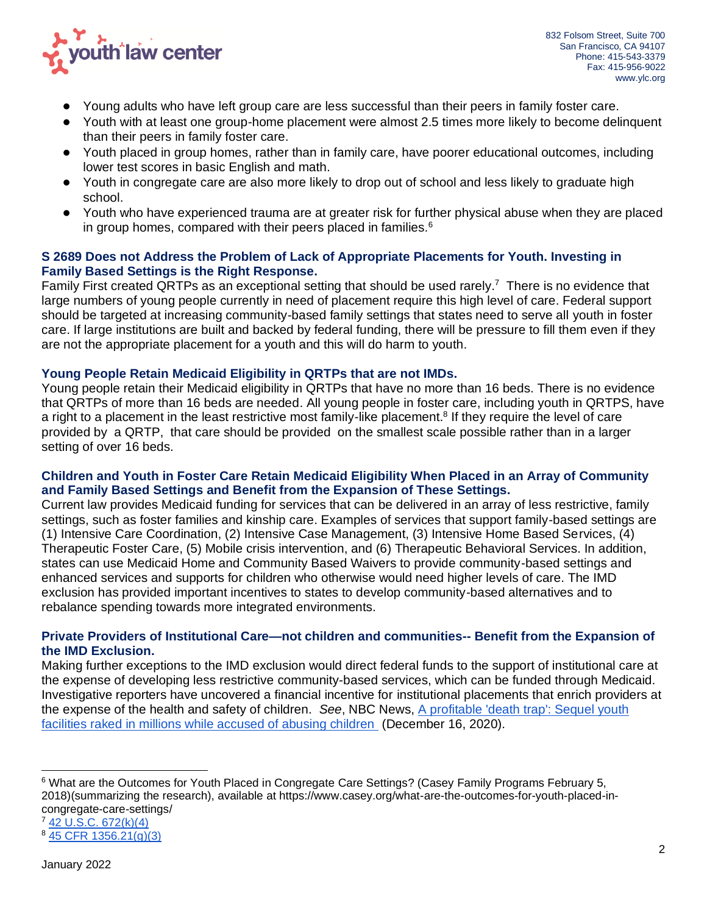- Young adults who have left group care are less successful than their peers in family foster care.
- Youth with at least one group-home placement were almost 2.5 times more likely to become delinquent than their peers in family foster care.
- Youth placed in group homes, rather than in family care, have poorer educational outcomes, including lower test scores in basic English and math.
- Youth in congregate care are also more likely to drop out of school and less likely to graduate high school.
- Youth who have experienced trauma are at greater risk for further physical abuse when they are placed in group homes, compared with their peers placed in families.[6]

**S 2689 Does not Address the Problem of Lack of Appropriate Placements for Youth. Investing in Family Based Settings is the Right Response.**

Family First created QRTPs as an exceptional setting that should be used rarely.[7] There is no evidence that large numbers of young people currently in need of placement require this high level of care. Federal support should be targeted at increasing community-based family settings that states need to serve all youth in foster care. If large institutions are built and backed by federal funding, there will be pressure to fill them even if they are not the appropriate placement for a youth and this will do harm to youth.

**Young People Retain Medicaid Eligibility in QRTPs that are not IMDs.**

Young people retain their Medicaid eligibility in QRTPs that have no more than 16 beds. There is no evidence that QRTPs of more than 16 beds are needed. All young people in foster care, including youth in QRTPS, have a right to a placement in the least restrictive most family-like placement.[8] If they require the level of care provided by a QRTP, that care should be provided on the smallest scale possible rather than in a larger setting of over 16 beds.

**Children and Youth in Foster Care Retain Medicaid Eligibility When Placed in an Array of Community and Family Based Settings and Benefit from the Expansion of These Settings.**

Current law provides Medicaid funding for services that can be delivered in an array of less restrictive, family settings, such as foster families and kinship care. Examples of services that support family-based settings are (1) Intensive Care Coordination, (2) Intensive Case Management, (3) Intensive Home Based Services, (4) Therapeutic Foster Care, (5) Mobile crisis intervention, and (6) Therapeutic Behavioral Services. In addition, states can use Medicaid Home and Community Based Waivers to provide community-based settings and enhanced services and supports for children who otherwise would need higher levels of care. The IMD exclusion has provided important incentives to states to develop community-based alternatives and to rebalance spending towards more integrated environments.

**Private Providers of Institutional Care—not children and communities-- Benefit from the Expansion of the IMD Exclusion.**

Making further exceptions to the IMD exclusion would direct federal funds to the support of institutional care at the expense of developing less restrictive community-based services, which can be funded through Medicaid. Investigative reporters have uncovered a financial incentive for institutional placements that enrich providers at the expense of the health and safety of children. *See*, NBC News, A profitable 'death trap': Sequel youth facilities raked in millions while accused of abusing children (December 16, 2020).

---

[6] What are the Outcomes for Youth Placed in Congregate Care Settings? (Casey Family Programs February 5, 2018)(summarizing the research), available at https://www.casey.org/what-are-the-outcomes-for-youth-placed-in-congregate-care-settings/

[7] 42 U.S.C. 672(k)(4)

[8] 45 CFR 1356.21(g)(3)

January 2022